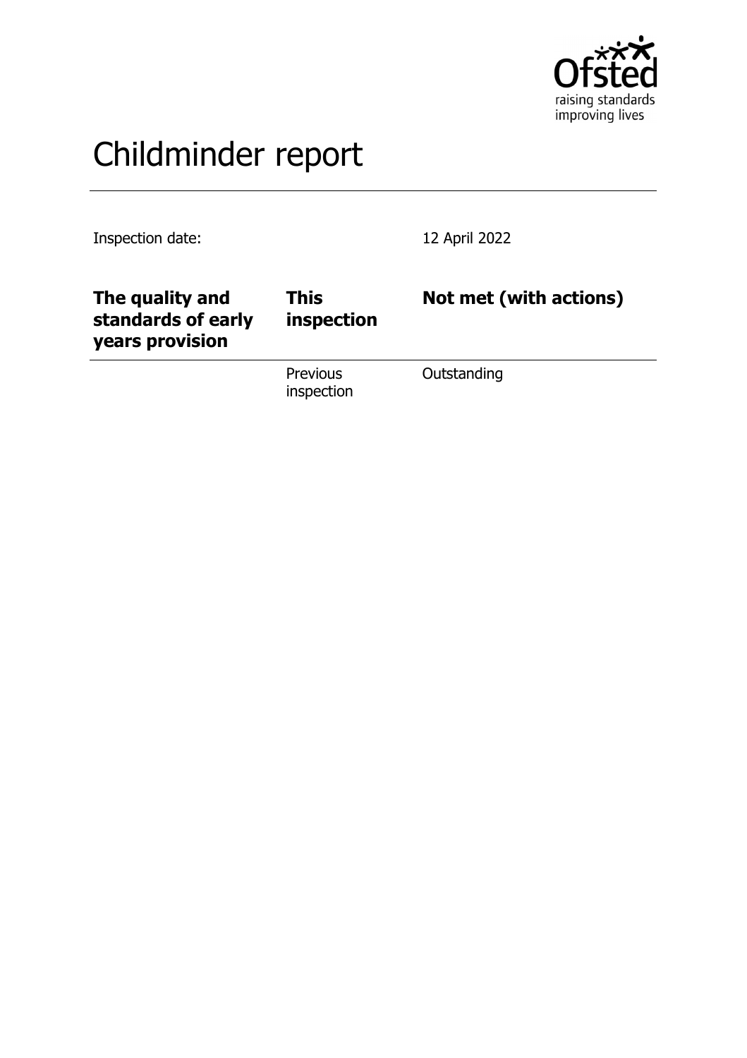# Childminder report

Inspection date: 12 April 2022

| The quality and standards of early years provision | This inspection | Not met (with actions) |
| --- | --- | --- |
| | Previous inspection | Outstanding |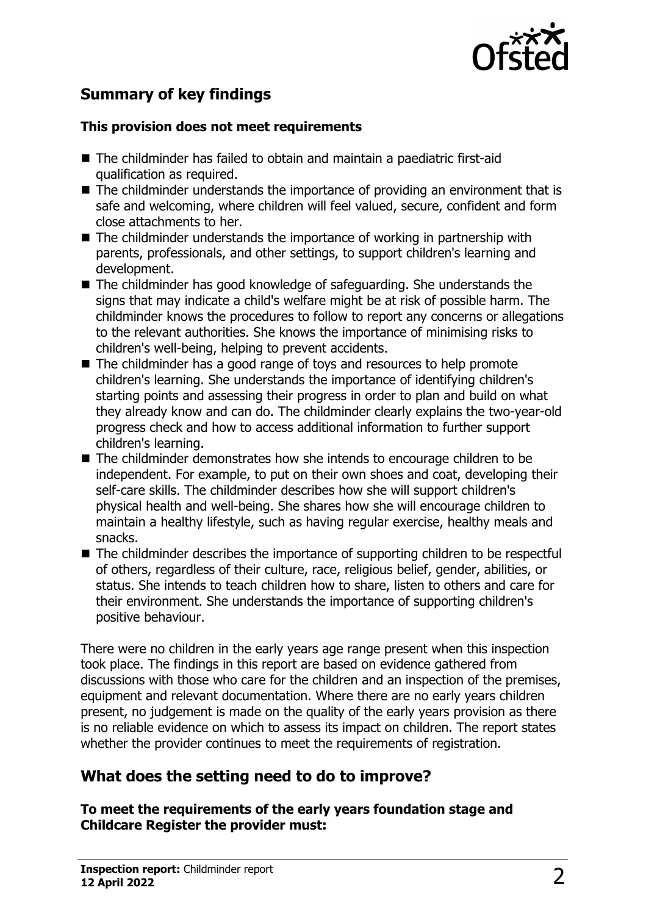## Summary of key findings

**This provision does not meet requirements**

- The childminder has failed to obtain and maintain a paediatric first-aid qualification as required.
- The childminder understands the importance of providing an environment that is safe and welcoming, where children will feel valued, secure, confident and form close attachments to her.
- The childminder understands the importance of working in partnership with parents, professionals, and other settings, to support children's learning and development.
- The childminder has good knowledge of safeguarding. She understands the signs that may indicate a child's welfare might be at risk of possible harm. The childminder knows the procedures to follow to report any concerns or allegations to the relevant authorities. She knows the importance of minimising risks to children's well-being, helping to prevent accidents.
- The childminder has a good range of toys and resources to help promote children's learning. She understands the importance of identifying children's starting points and assessing their progress in order to plan and build on what they already know and can do. The childminder clearly explains the two-year-old progress check and how to access additional information to further support children's learning.
- The childminder demonstrates how she intends to encourage children to be independent. For example, to put on their own shoes and coat, developing their self-care skills. The childminder describes how she will support children's physical health and well-being. She shares how she will encourage children to maintain a healthy lifestyle, such as having regular exercise, healthy meals and snacks.
- The childminder describes the importance of supporting children to be respectful of others, regardless of their culture, race, religious belief, gender, abilities, or status. She intends to teach children how to share, listen to others and care for their environment. She understands the importance of supporting children's positive behaviour.

There were no children in the early years age range present when this inspection took place. The findings in this report are based on evidence gathered from discussions with those who care for the children and an inspection of the premises, equipment and relevant documentation. Where there are no early years children present, no judgement is made on the quality of the early years provision as there is no reliable evidence on which to assess its impact on children. The report states whether the provider continues to meet the requirements of registration.

## What does the setting need to do to improve?

**To meet the requirements of the early years foundation stage and Childcare Register the provider must:**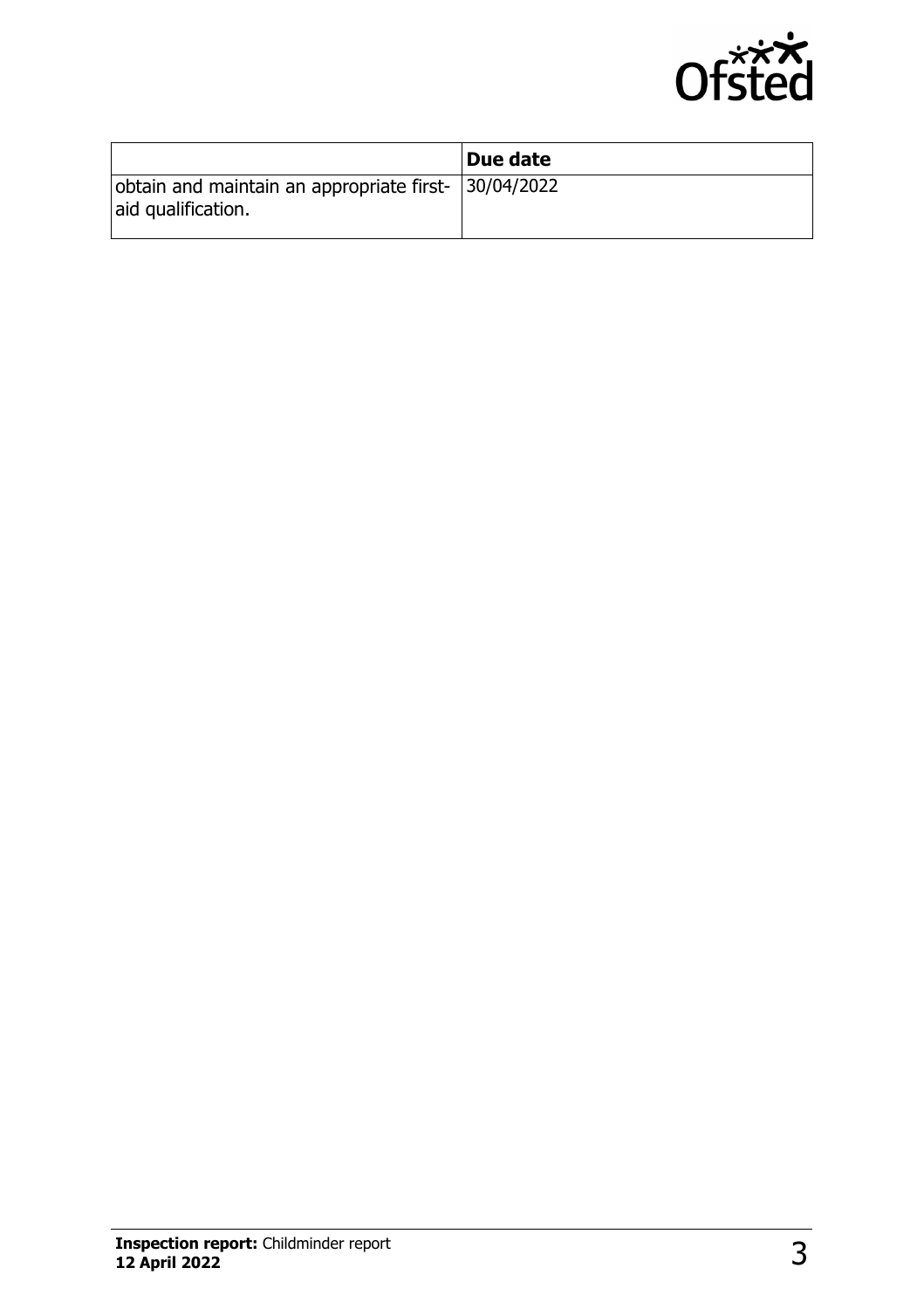| | Due date |
|---|---|
| obtain and maintain an appropriate first-aid qualification. | 30/04/2022 |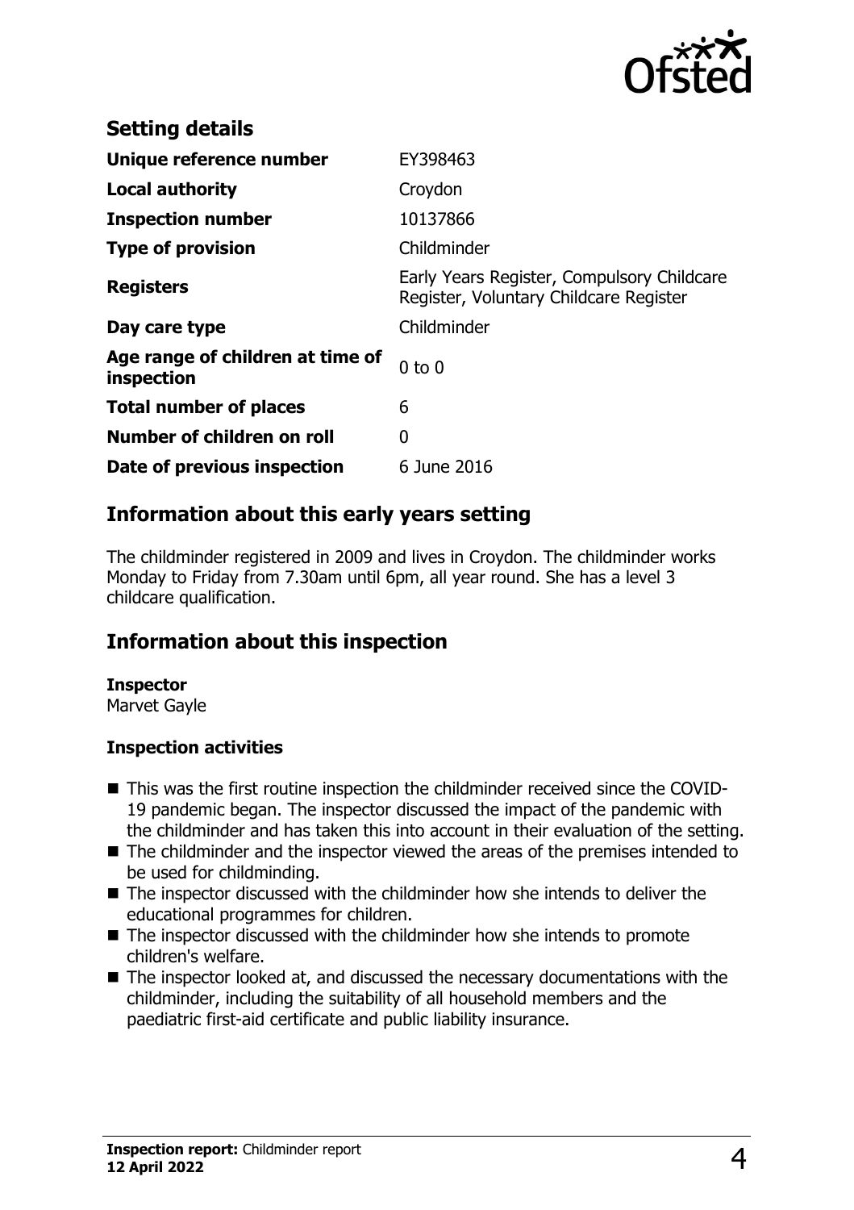## Setting details

| | |
|---|---|
| **Unique reference number** | EY398463 |
| **Local authority** | Croydon |
| **Inspection number** | 10137866 |
| **Type of provision** | Childminder |
| **Registers** | Early Years Register, Compulsory Childcare Register, Voluntary Childcare Register |
| **Day care type** | Childminder |
| **Age range of children at time of inspection** | 0 to 0 |
| **Total number of places** | 6 |
| **Number of children on roll** | 0 |
| **Date of previous inspection** | 6 June 2016 |

## Information about this early years setting

The childminder registered in 2009 and lives in Croydon. The childminder works Monday to Friday from 7.30am until 6pm, all year round. She has a level 3 childcare qualification.

## Information about this inspection

**Inspector**
Marvet Gayle

### Inspection activities

- This was the first routine inspection the childminder received since the COVID-19 pandemic began. The inspector discussed the impact of the pandemic with the childminder and has taken this into account in their evaluation of the setting.
- The childminder and the inspector viewed the areas of the premises intended to be used for childminding.
- The inspector discussed with the childminder how she intends to deliver the educational programmes for children.
- The inspector discussed with the childminder how she intends to promote children's welfare.
- The inspector looked at, and discussed the necessary documentations with the childminder, including the suitability of all household members and the paediatric first-aid certificate and public liability insurance.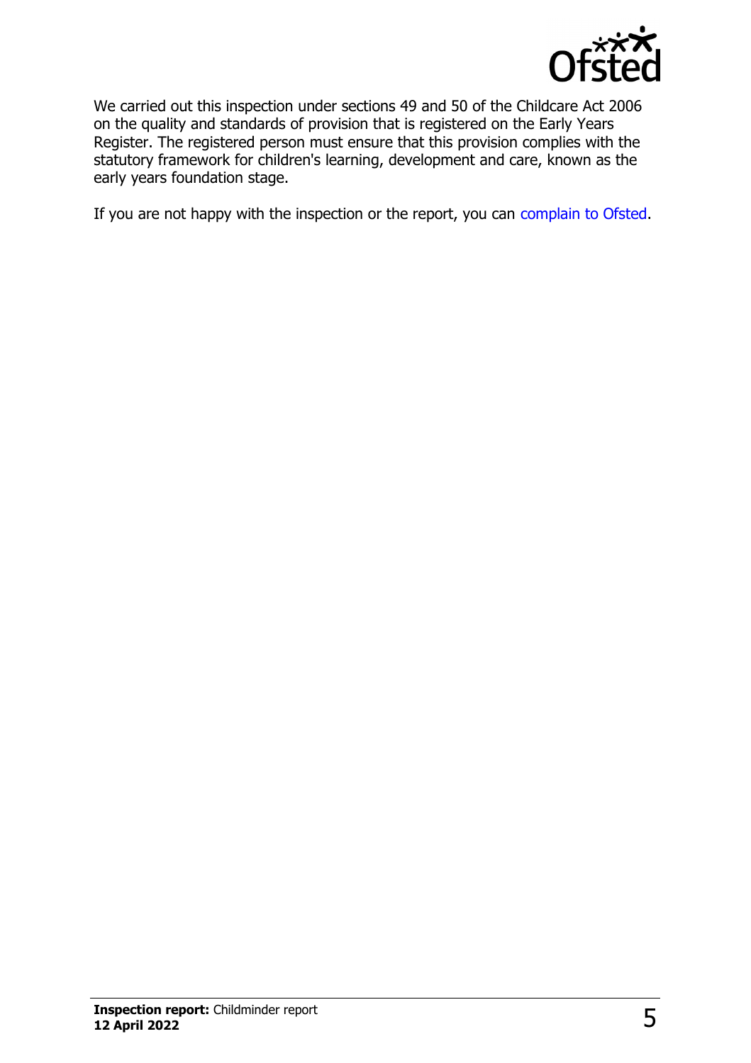We carried out this inspection under sections 49 and 50 of the Childcare Act 2006 on the quality and standards of provision that is registered on the Early Years Register. The registered person must ensure that this provision complies with the statutory framework for children's learning, development and care, known as the early years foundation stage.

If you are not happy with the inspection or the report, you can complain to Ofsted.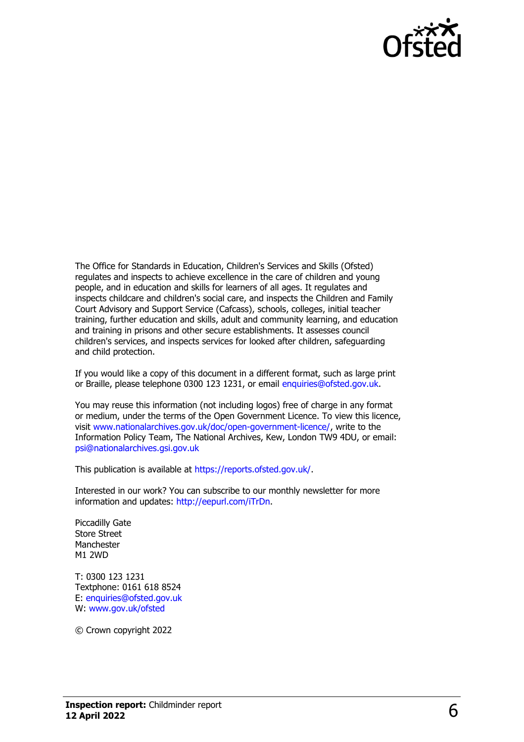The Office for Standards in Education, Children's Services and Skills (Ofsted) regulates and inspects to achieve excellence in the care of children and young people, and in education and skills for learners of all ages. It regulates and inspects childcare and children's social care, and inspects the Children and Family Court Advisory and Support Service (Cafcass), schools, colleges, initial teacher training, further education and skills, adult and community learning, and education and training in prisons and other secure establishments. It assesses council children's services, and inspects services for looked after children, safeguarding and child protection.

If you would like a copy of this document in a different format, such as large print or Braille, please telephone 0300 123 1231, or email enquiries@ofsted.gov.uk.

You may reuse this information (not including logos) free of charge in any format or medium, under the terms of the Open Government Licence. To view this licence, visit www.nationalarchives.gov.uk/doc/open-government-licence/, write to the Information Policy Team, The National Archives, Kew, London TW9 4DU, or email: psi@nationalarchives.gsi.gov.uk

This publication is available at https://reports.ofsted.gov.uk/.

Interested in our work? You can subscribe to our monthly newsletter for more information and updates: http://eepurl.com/iTrDn.

Piccadilly Gate
Store Street
Manchester
M1 2WD

T: 0300 123 1231
Textphone: 0161 618 8524
E: enquiries@ofsted.gov.uk
W: www.gov.uk/ofsted

© Crown copyright 2022